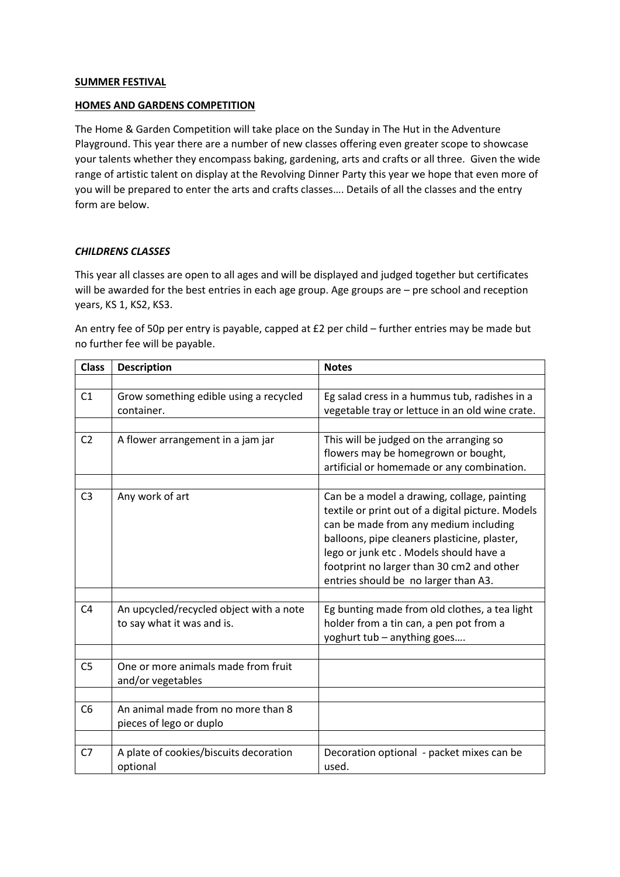**SUMMER FESTIVAL**

**HOMES AND GARDENS COMPETITION**

The Home & Garden Competition will take place on the Sunday in The Hut in the Adventure Playground. This year there are a number of new classes offering even greater scope to showcase your talents whether they encompass baking, gardening, arts and crafts or all three. Given the wide range of artistic talent on display at the Revolving Dinner Party this year we hope that even more of you will be prepared to enter the arts and crafts classes…. Details of all the classes and the entry form are below.

***CHILDRENS CLASSES***

This year all classes are open to all ages and will be displayed and judged together but certificates will be awarded for the best entries in each age group. Age groups are – pre school and reception years, KS 1, KS2, KS3.

An entry fee of 50p per entry is payable, capped at £2 per child – further entries may be made but no further fee will be payable.

| Class | Description | Notes |
|---|---|---|
| | | |
| C1 | Grow something edible using a recycled container. | Eg salad cress in a hummus tub, radishes in a vegetable tray or lettuce in an old wine crate. |
| | | |
| C2 | A flower arrangement in a jam jar | This will be judged on the arranging so flowers may be homegrown or bought, artificial or homemade or any combination. |
| | | |
| C3 | Any work of art | Can be a model a drawing, collage, painting textile or print out of a digital picture. Models can be made from any medium including balloons, pipe cleaners plasticine, plaster, lego or junk etc . Models should have a footprint no larger than 30 cm2 and other entries should be no larger than A3. |
| | | |
| C4 | An upcycled/recycled object with a note to say what it was and is. | Eg bunting made from old clothes, a tea light holder from a tin can, a pen pot from a yoghurt tub – anything goes…. |
| | | |
| C5 | One or more animals made from fruit and/or vegetables | |
| | | |
| C6 | An animal made from no more than 8 pieces of lego or duplo | |
| | | |
| C7 | A plate of cookies/biscuits decoration optional | Decoration optional - packet mixes can be used. |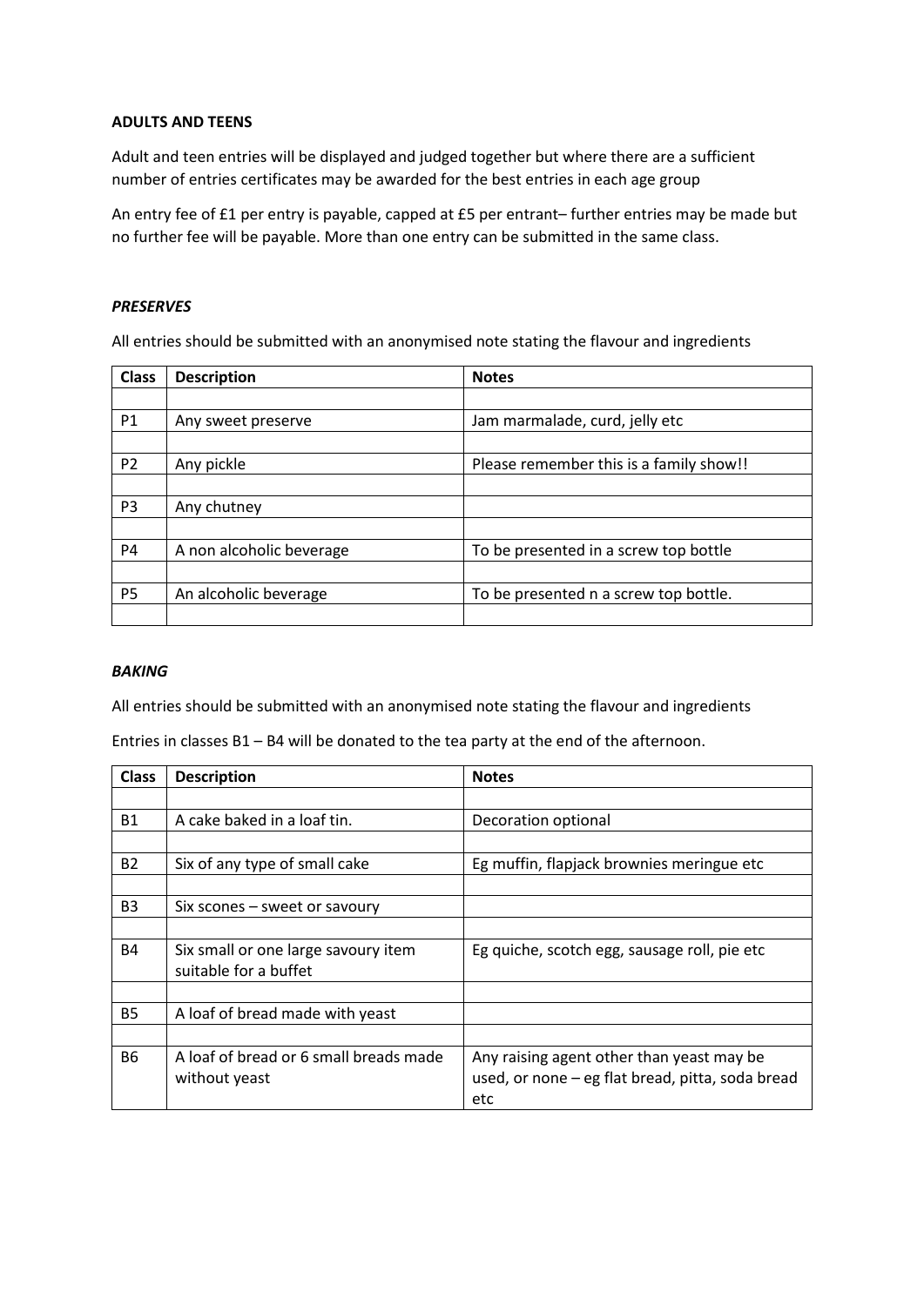**ADULTS AND TEENS**

Adult and teen entries will be displayed and judged together but where there are a sufficient number of entries certificates may be awarded for the best entries in each age group

An entry fee of £1 per entry is payable, capped at £5 per entrant– further entries may be made but no further fee will be payable. More than one entry can be submitted in the same class.

***PRESERVES***

All entries should be submitted with an anonymised note stating the flavour and ingredients

| Class | Description | Notes |
|---|---|---|
| | | |
| P1 | Any sweet preserve | Jam marmalade, curd, jelly etc |
| | | |
| P2 | Any pickle | Please remember this is a family show!! |
| | | |
| P3 | Any chutney | |
| | | |
| P4 | A non alcoholic beverage | To be presented in a screw top bottle |
| | | |
| P5 | An alcoholic beverage | To be presented n a screw top bottle. |
| | | |

***BAKING***

All entries should be submitted with an anonymised note stating the flavour and ingredients

Entries in classes B1 – B4 will be donated to the tea party at the end of the afternoon.

| Class | Description | Notes |
|---|---|---|
| | | |
| B1 | A cake baked in a loaf tin. | Decoration optional |
| | | |
| B2 | Six of any type of small cake | Eg muffin, flapjack brownies meringue etc |
| | | |
| B3 | Six scones – sweet or savoury | |
| | | |
| B4 | Six small or one large savoury item suitable for a buffet | Eg quiche, scotch egg, sausage roll, pie etc |
| | | |
| B5 | A loaf of bread made with yeast | |
| | | |
| B6 | A loaf of bread or 6 small breads made without yeast | Any raising agent other than yeast may be used, or none – eg flat bread, pitta, soda bread etc |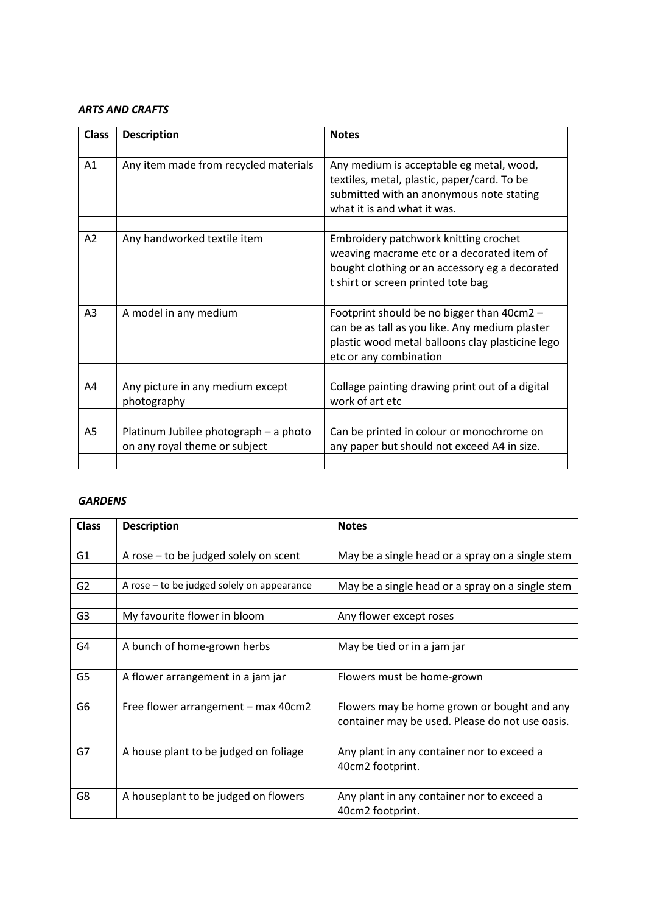***ARTS AND CRAFTS***

| Class | Description | Notes |
|---|---|---|
| | | |
| A1 | Any item made from recycled materials | Any medium is acceptable eg metal, wood, textiles, metal, plastic, paper/card. To be submitted with an anonymous note stating what it is and what it was. |
| | | |
| A2 | Any handworked textile item | Embroidery patchwork knitting crochet weaving macrame etc or a decorated item of bought clothing or an accessory eg a decorated t shirt or screen printed tote bag |
| | | |
| A3 | A model in any medium | Footprint should be no bigger than 40cm2 – can be as tall as you like. Any medium plaster plastic wood metal balloons clay plasticine lego etc or any combination |
| | | |
| A4 | Any picture in any medium except photography | Collage painting drawing print out of a digital work of art etc |
| | | |
| A5 | Platinum Jubilee photograph – a photo on any royal theme or subject | Can be printed in colour or monochrome on any paper but should not exceed A4 in size. |
| | | |

***GARDENS***

| Class | Description | Notes |
|---|---|---|
| | | |
| G1 | A rose – to be judged solely on scent | May be a single head or a spray on a single stem |
| | | |
| G2 | A rose – to be judged solely on appearance | May be a single head or a spray on a single stem |
| | | |
| G3 | My favourite flower in bloom | Any flower except roses |
| | | |
| G4 | A bunch of home-grown herbs | May be tied or in a jam jar |
| | | |
| G5 | A flower arrangement in a jam jar | Flowers must be home-grown |
| | | |
| G6 | Free flower arrangement – max 40cm2 | Flowers may be home grown or bought and any container may be used. Please do not use oasis. |
| | | |
| G7 | A house plant to be judged on foliage | Any plant in any container nor to exceed a 40cm2 footprint. |
| | | |
| G8 | A houseplant to be judged on flowers | Any plant in any container nor to exceed a 40cm2 footprint. |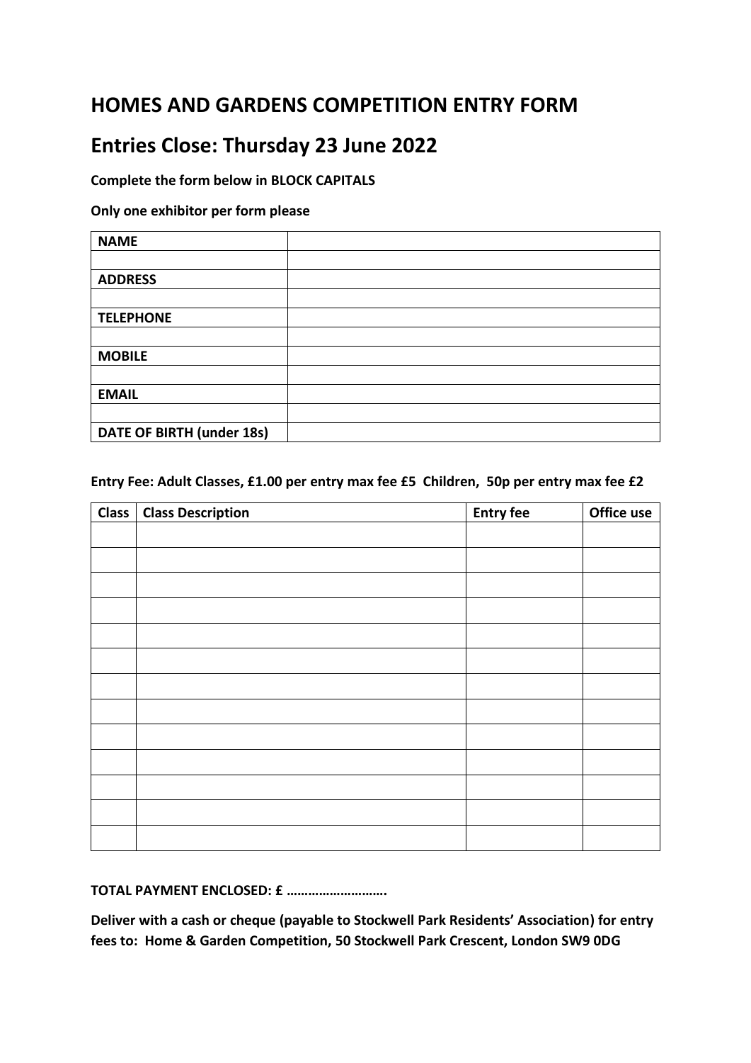# HOMES AND GARDENS COMPETITION ENTRY FORM

# Entries Close: Thursday 23 June 2022

**Complete the form below in BLOCK CAPITALS**

**Only one exhibitor per form please**

| | |
|---|---|
| **NAME** | |
| | |
| **ADDRESS** | |
| | |
| **TELEPHONE** | |
| | |
| **MOBILE** | |
| | |
| **EMAIL** | |
| | |
| **DATE OF BIRTH (under 18s)** | |

**Entry Fee: Adult Classes, £1.00 per entry max fee £5  Children,  50p per entry max fee £2**

| Class | Class Description | Entry fee | Office use |
|---|---|---|---|
| | | | |
| | | | |
| | | | |
| | | | |
| | | | |
| | | | |
| | | | |
| | | | |
| | | | |
| | | | |
| | | | |
| | | | |
| | | | |

**TOTAL PAYMENT ENCLOSED: £ ……………………….**

**Deliver with a cash or cheque (payable to Stockwell Park Residents' Association) for entry fees to:  Home & Garden Competition, 50 Stockwell Park Crescent, London SW9 0DG**